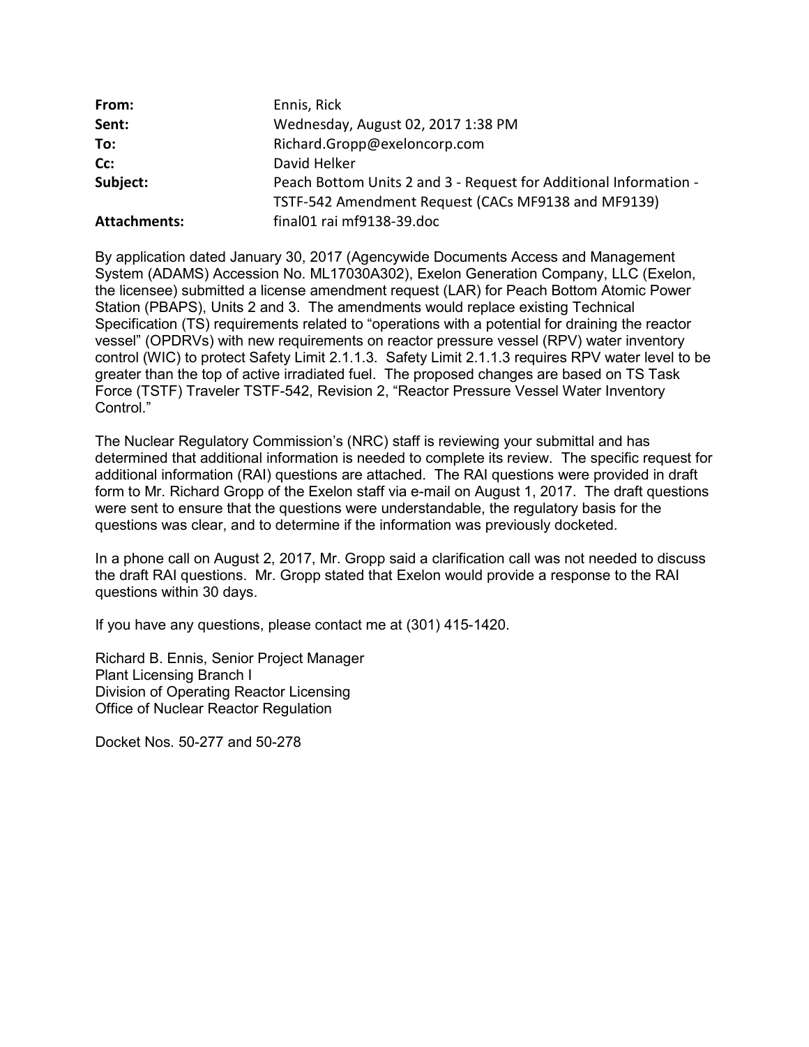| | |
|---|---|
| **From:** | Ennis, Rick |
| **Sent:** | Wednesday, August 02, 2017 1:38 PM |
| **To:** | Richard.Gropp@exeloncorp.com |
| **Cc:** | David Helker |
| **Subject:** | Peach Bottom Units 2 and 3 - Request for Additional Information - TSTF-542 Amendment Request (CACs MF9138 and MF9139) |
| **Attachments:** | final01 rai mf9138-39.doc |

By application dated January 30, 2017 (Agencywide Documents Access and Management System (ADAMS) Accession No. ML17030A302), Exelon Generation Company, LLC (Exelon, the licensee) submitted a license amendment request (LAR) for Peach Bottom Atomic Power Station (PBAPS), Units 2 and 3. The amendments would replace existing Technical Specification (TS) requirements related to "operations with a potential for draining the reactor vessel" (OPDRVs) with new requirements on reactor pressure vessel (RPV) water inventory control (WIC) to protect Safety Limit 2.1.1.3. Safety Limit 2.1.1.3 requires RPV water level to be greater than the top of active irradiated fuel. The proposed changes are based on TS Task Force (TSTF) Traveler TSTF-542, Revision 2, "Reactor Pressure Vessel Water Inventory Control."

The Nuclear Regulatory Commission's (NRC) staff is reviewing your submittal and has determined that additional information is needed to complete its review. The specific request for additional information (RAI) questions are attached. The RAI questions were provided in draft form to Mr. Richard Gropp of the Exelon staff via e-mail on August 1, 2017. The draft questions were sent to ensure that the questions were understandable, the regulatory basis for the questions was clear, and to determine if the information was previously docketed.

In a phone call on August 2, 2017, Mr. Gropp said a clarification call was not needed to discuss the draft RAI questions. Mr. Gropp stated that Exelon would provide a response to the RAI questions within 30 days.

If you have any questions, please contact me at (301) 415-1420.

Richard B. Ennis, Senior Project Manager
Plant Licensing Branch I
Division of Operating Reactor Licensing
Office of Nuclear Reactor Regulation

Docket Nos. 50-277 and 50-278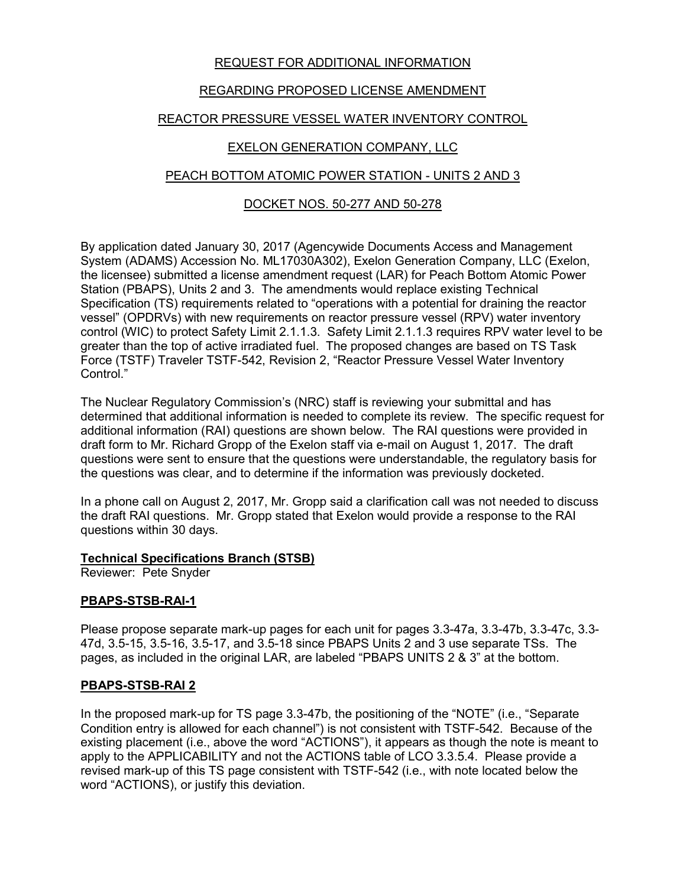REQUEST FOR ADDITIONAL INFORMATION

REGARDING PROPOSED LICENSE AMENDMENT

REACTOR PRESSURE VESSEL WATER INVENTORY CONTROL

EXELON GENERATION COMPANY, LLC

PEACH BOTTOM ATOMIC POWER STATION - UNITS 2 AND 3

DOCKET NOS. 50-277 AND 50-278

By application dated January 30, 2017 (Agencywide Documents Access and Management System (ADAMS) Accession No. ML17030A302), Exelon Generation Company, LLC (Exelon, the licensee) submitted a license amendment request (LAR) for Peach Bottom Atomic Power Station (PBAPS), Units 2 and 3. The amendments would replace existing Technical Specification (TS) requirements related to "operations with a potential for draining the reactor vessel" (OPDRVs) with new requirements on reactor pressure vessel (RPV) water inventory control (WIC) to protect Safety Limit 2.1.1.3. Safety Limit 2.1.1.3 requires RPV water level to be greater than the top of active irradiated fuel. The proposed changes are based on TS Task Force (TSTF) Traveler TSTF-542, Revision 2, "Reactor Pressure Vessel Water Inventory Control."

The Nuclear Regulatory Commission's (NRC) staff is reviewing your submittal and has determined that additional information is needed to complete its review. The specific request for additional information (RAI) questions are shown below. The RAI questions were provided in draft form to Mr. Richard Gropp of the Exelon staff via e-mail on August 1, 2017. The draft questions were sent to ensure that the questions were understandable, the regulatory basis for the questions was clear, and to determine if the information was previously docketed.

In a phone call on August 2, 2017, Mr. Gropp said a clarification call was not needed to discuss the draft RAI questions. Mr. Gropp stated that Exelon would provide a response to the RAI questions within 30 days.

**Technical Specifications Branch (STSB)**
Reviewer: Pete Snyder

**PBAPS-STSB-RAI-1**

Please propose separate mark-up pages for each unit for pages 3.3-47a, 3.3-47b, 3.3-47c, 3.3-47d, 3.5-15, 3.5-16, 3.5-17, and 3.5-18 since PBAPS Units 2 and 3 use separate TSs. The pages, as included in the original LAR, are labeled "PBAPS UNITS 2 & 3" at the bottom.

**PBAPS-STSB-RAI 2**

In the proposed mark-up for TS page 3.3-47b, the positioning of the "NOTE" (i.e., "Separate Condition entry is allowed for each channel") is not consistent with TSTF-542. Because of the existing placement (i.e., above the word "ACTIONS"), it appears as though the note is meant to apply to the APPLICABILITY and not the ACTIONS table of LCO 3.3.5.4. Please provide a revised mark-up of this TS page consistent with TSTF-542 (i.e., with note located below the word "ACTIONS), or justify this deviation.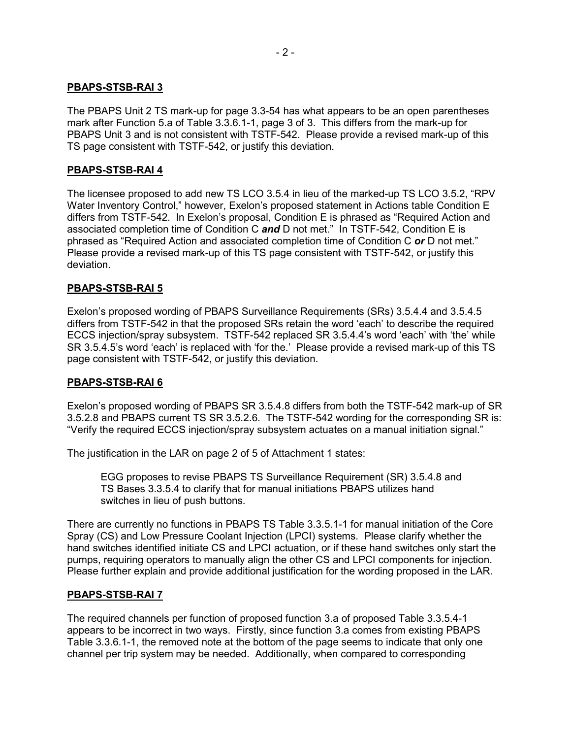## PBAPS-STSB-RAI 3

The PBAPS Unit 2 TS mark-up for page 3.3-54 has what appears to be an open parentheses mark after Function 5.a of Table 3.3.6.1-1, page 3 of 3. This differs from the mark-up for PBAPS Unit 3 and is not consistent with TSTF-542. Please provide a revised mark-up of this TS page consistent with TSTF-542, or justify this deviation.

## PBAPS-STSB-RAI 4

The licensee proposed to add new TS LCO 3.5.4 in lieu of the marked-up TS LCO 3.5.2, "RPV Water Inventory Control," however, Exelon's proposed statement in Actions table Condition E differs from TSTF-542. In Exelon's proposal, Condition E is phrased as "Required Action and associated completion time of Condition C ***and*** D not met." In TSTF-542, Condition E is phrased as "Required Action and associated completion time of Condition C ***or*** D not met." Please provide a revised mark-up of this TS page consistent with TSTF-542, or justify this deviation.

## PBAPS-STSB-RAI 5

Exelon's proposed wording of PBAPS Surveillance Requirements (SRs) 3.5.4.4 and 3.5.4.5 differs from TSTF-542 in that the proposed SRs retain the word 'each' to describe the required ECCS injection/spray subsystem. TSTF-542 replaced SR 3.5.4.4's word 'each' with 'the' while SR 3.5.4.5's word 'each' is replaced with 'for the.' Please provide a revised mark-up of this TS page consistent with TSTF-542, or justify this deviation.

## PBAPS-STSB-RAI 6

Exelon's proposed wording of PBAPS SR 3.5.4.8 differs from both the TSTF-542 mark-up of SR 3.5.2.8 and PBAPS current TS SR 3.5.2.6. The TSTF-542 wording for the corresponding SR is: "Verify the required ECCS injection/spray subsystem actuates on a manual initiation signal."

The justification in the LAR on page 2 of 5 of Attachment 1 states:

> EGG proposes to revise PBAPS TS Surveillance Requirement (SR) 3.5.4.8 and TS Bases 3.3.5.4 to clarify that for manual initiations PBAPS utilizes hand switches in lieu of push buttons.

There are currently no functions in PBAPS TS Table 3.3.5.1-1 for manual initiation of the Core Spray (CS) and Low Pressure Coolant Injection (LPCI) systems. Please clarify whether the hand switches identified initiate CS and LPCI actuation, or if these hand switches only start the pumps, requiring operators to manually align the other CS and LPCI components for injection. Please further explain and provide additional justification for the wording proposed in the LAR.

## PBAPS-STSB-RAI 7

The required channels per function of proposed function 3.a of proposed Table 3.3.5.4-1 appears to be incorrect in two ways. Firstly, since function 3.a comes from existing PBAPS Table 3.3.6.1-1, the removed note at the bottom of the page seems to indicate that only one channel per trip system may be needed. Additionally, when compared to corresponding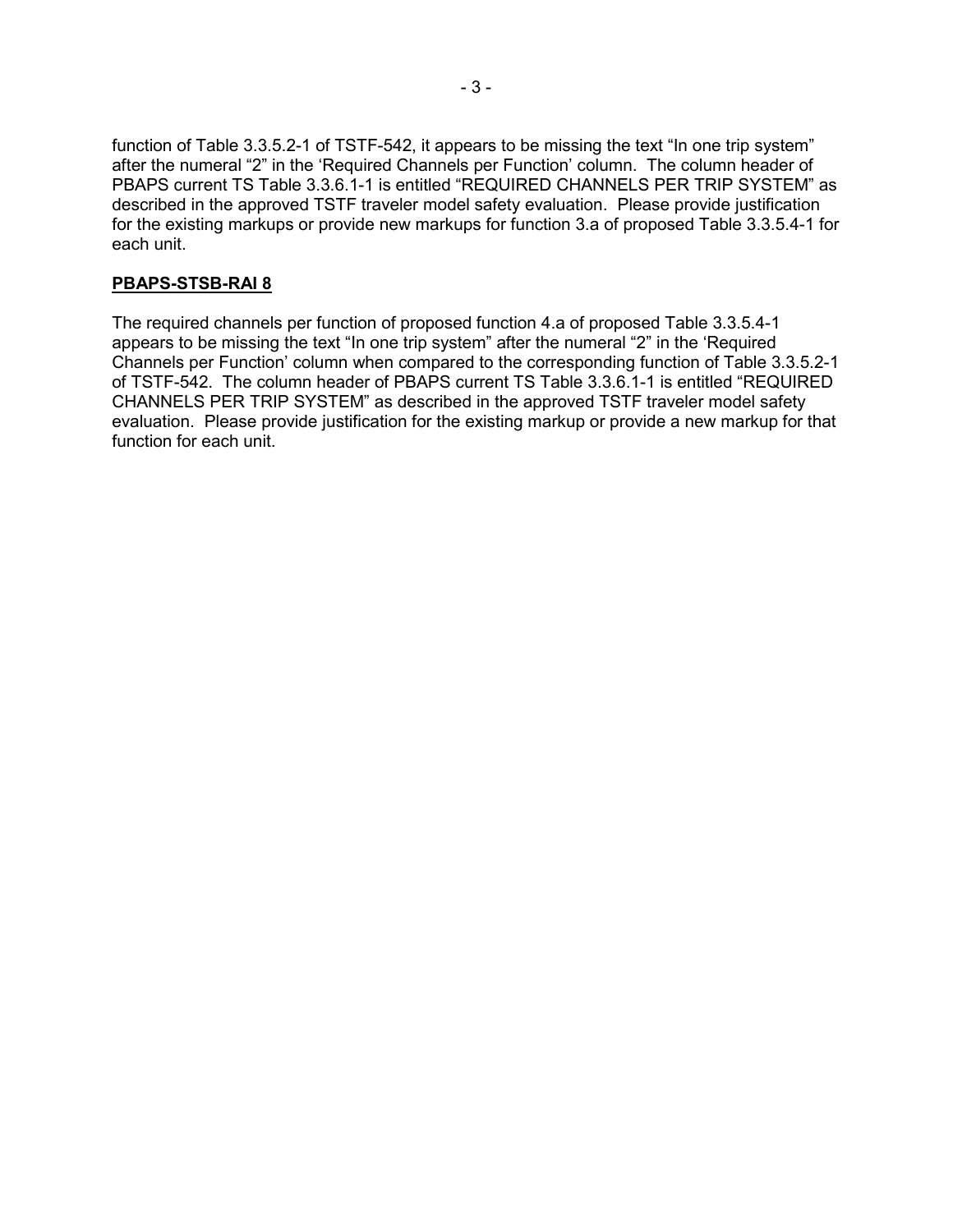function of Table 3.3.5.2-1 of TSTF-542, it appears to be missing the text “In one trip system” after the numeral “2” in the ‘Required Channels per Function’ column. The column header of PBAPS current TS Table 3.3.6.1-1 is entitled “REQUIRED CHANNELS PER TRIP SYSTEM” as described in the approved TSTF traveler model safety evaluation. Please provide justification for the existing markups or provide new markups for function 3.a of proposed Table 3.3.5.4-1 for each unit.

**PBAPS-STSB-RAI 8**

The required channels per function of proposed function 4.a of proposed Table 3.3.5.4-1 appears to be missing the text “In one trip system” after the numeral “2” in the ‘Required Channels per Function’ column when compared to the corresponding function of Table 3.3.5.2-1 of TSTF-542. The column header of PBAPS current TS Table 3.3.6.1-1 is entitled “REQUIRED CHANNELS PER TRIP SYSTEM” as described in the approved TSTF traveler model safety evaluation. Please provide justification for the existing markup or provide a new markup for that function for each unit.